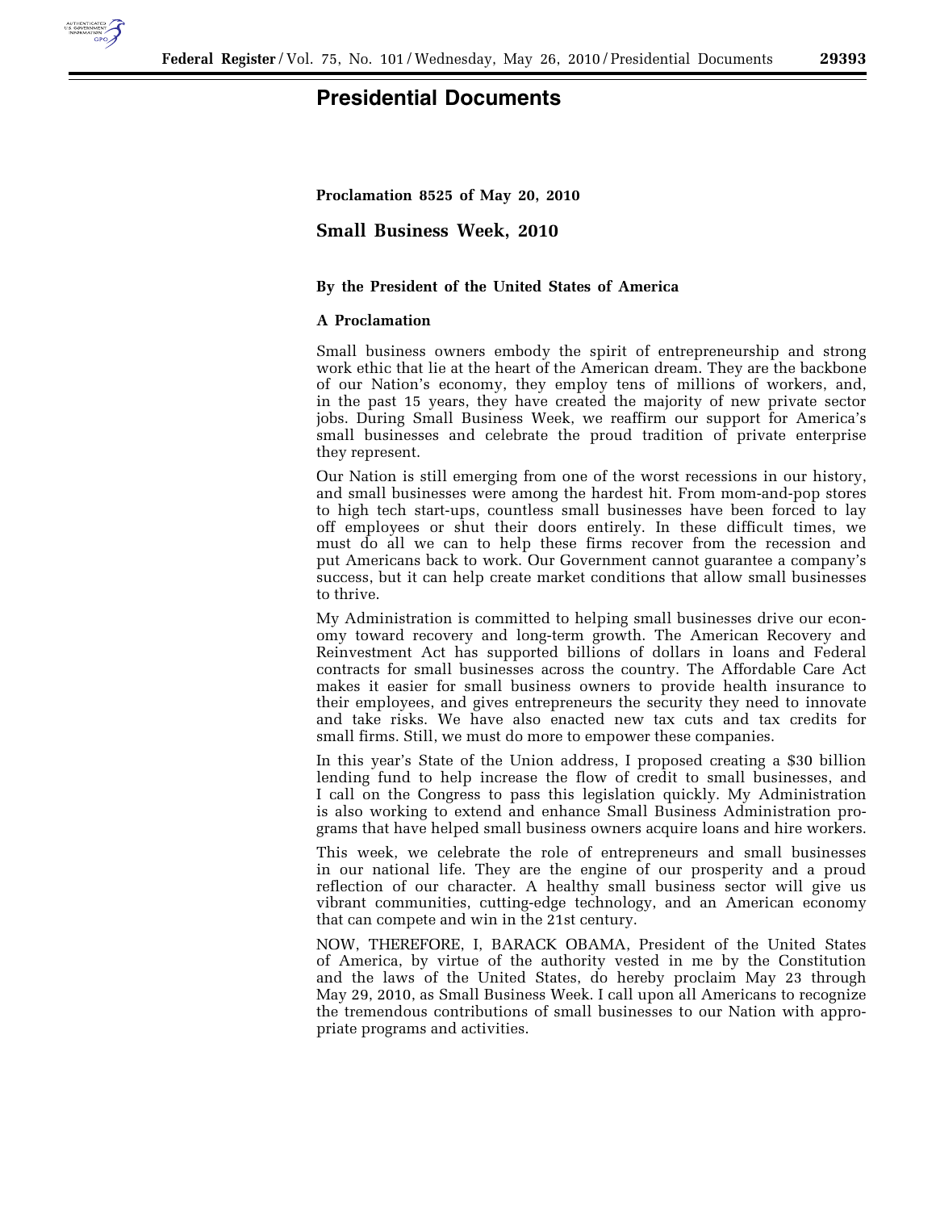# Presidential Documents

**Proclamation 8525 of May 20, 2010**

## Small Business Week, 2010

**By the President of the United States of America**

**A Proclamation**

Small business owners embody the spirit of entrepreneurship and strong work ethic that lie at the heart of the American dream. They are the backbone of our Nation's economy, they employ tens of millions of workers, and, in the past 15 years, they have created the majority of new private sector jobs. During Small Business Week, we reaffirm our support for America's small businesses and celebrate the proud tradition of private enterprise they represent.

Our Nation is still emerging from one of the worst recessions in our history, and small businesses were among the hardest hit. From mom-and-pop stores to high tech start-ups, countless small businesses have been forced to lay off employees or shut their doors entirely. In these difficult times, we must do all we can to help these firms recover from the recession and put Americans back to work. Our Government cannot guarantee a company's success, but it can help create market conditions that allow small businesses to thrive.

My Administration is committed to helping small businesses drive our economy toward recovery and long-term growth. The American Recovery and Reinvestment Act has supported billions of dollars in loans and Federal contracts for small businesses across the country. The Affordable Care Act makes it easier for small business owners to provide health insurance to their employees, and gives entrepreneurs the security they need to innovate and take risks. We have also enacted new tax cuts and tax credits for small firms. Still, we must do more to empower these companies.

In this year's State of the Union address, I proposed creating a $30 billion lending fund to help increase the flow of credit to small businesses, and I call on the Congress to pass this legislation quickly. My Administration is also working to extend and enhance Small Business Administration programs that have helped small business owners acquire loans and hire workers.

This week, we celebrate the role of entrepreneurs and small businesses in our national life. They are the engine of our prosperity and a proud reflection of our character. A healthy small business sector will give us vibrant communities, cutting-edge technology, and an American economy that can compete and win in the 21st century.

NOW, THEREFORE, I, BARACK OBAMA, President of the United States of America, by virtue of the authority vested in me by the Constitution and the laws of the United States, do hereby proclaim May 23 through May 29, 2010, as Small Business Week. I call upon all Americans to recognize the tremendous contributions of small businesses to our Nation with appropriate programs and activities.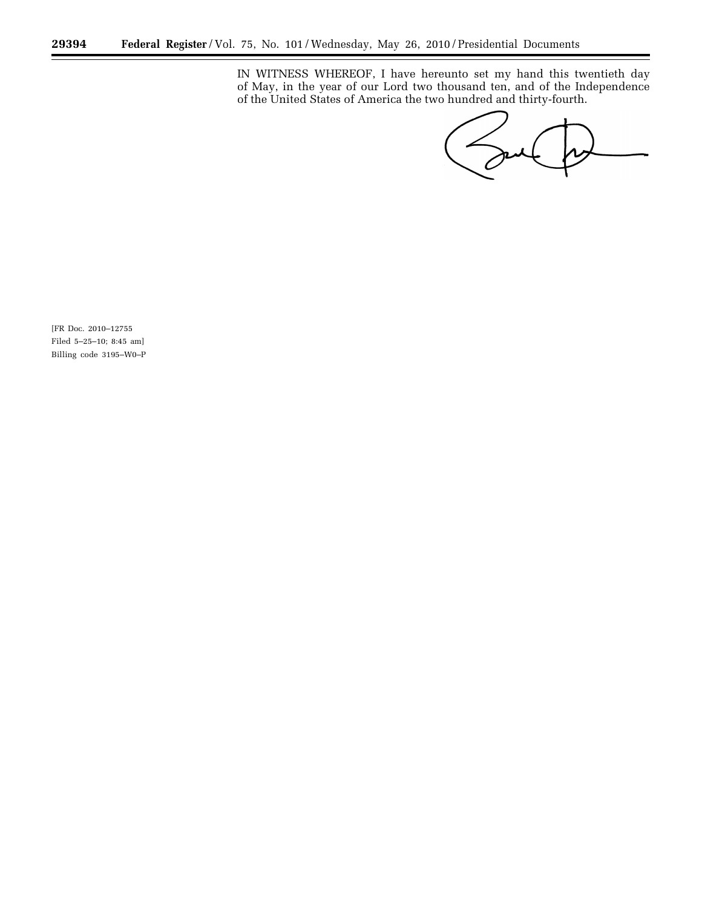IN WITNESS WHEREOF, I have hereunto set my hand this twentieth day of May, in the year of our Lord two thousand ten, and of the Independence of the United States of America the two hundred and thirty-fourth.

[FR Doc. 2010–12755
Filed 5–25–10; 8:45 am]
Billing code 3195–W0–P